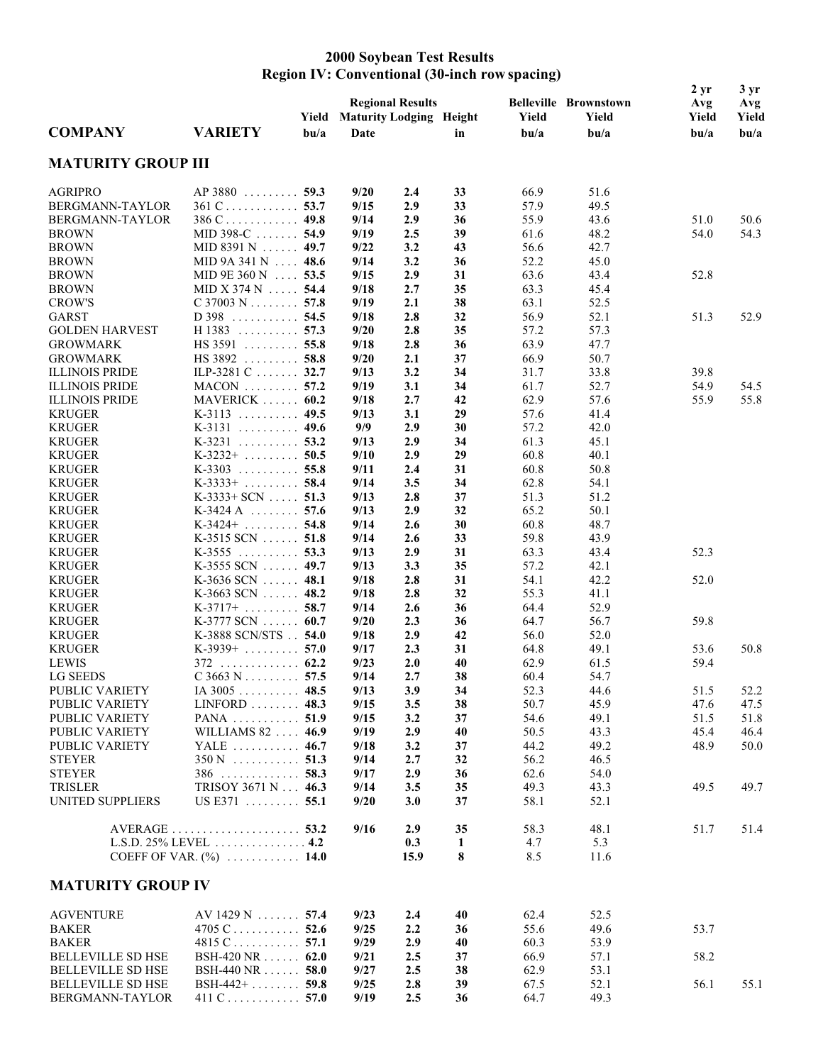# 2000 Soybean Test Results
## Region IV: Conventional (30-inch row spacing)

| COMPANY | VARIETY | Yield bu/a | Regional Results Maturity Date | Lodging | Height in | Belleville Yield bu/a | Brownstown Yield bu/a | 2 yr Avg Yield bu/a | 3 yr Avg Yield bu/a |
|---|---|---|---|---|---|---|---|---|---|
| **MATURITY GROUP III** | | | | | | | | | |
| AGRIPRO | AP 3880 | **59.3** | **9/20** | **2.4** | **33** | 66.9 | 51.6 | | |
| BERGMANN-TAYLOR | 361 C | **53.7** | **9/15** | **2.9** | **33** | 57.9 | 49.5 | | |
| BERGMANN-TAYLOR | 386 C | **49.8** | **9/14** | **2.9** | **36** | 55.9 | 43.6 | 51.0 | 50.6 |
| BROWN | MID 398-C | **54.9** | **9/19** | **2.5** | **39** | 61.6 | 48.2 | 54.0 | 54.3 |
| BROWN | MID 8391 N | **49.7** | **9/22** | **3.2** | **43** | 56.6 | 42.7 | | |
| BROWN | MID 9A 341 N | **48.6** | **9/14** | **3.2** | **36** | 52.2 | 45.0 | | |
| BROWN | MID 9E 360 N | **53.5** | **9/15** | **2.9** | **31** | 63.6 | 43.4 | 52.8 | |
| BROWN | MID X 374 N | **54.4** | **9/18** | **2.7** | **35** | 63.3 | 45.4 | | |
| CROW'S | C 37003 N | **57.8** | **9/19** | **2.1** | **38** | 63.1 | 52.5 | | |
| GARST | D 398 | **54.5** | **9/18** | **2.8** | **32** | 56.9 | 52.1 | 51.3 | 52.9 |
| GOLDEN HARVEST | H 1383 | **57.3** | **9/20** | **2.8** | **35** | 57.2 | 57.3 | | |
| GROWMARK | HS 3591 | **55.8** | **9/18** | **2.8** | **36** | 63.9 | 47.7 | | |
| GROWMARK | HS 3892 | **58.8** | **9/20** | **2.1** | **37** | 66.9 | 50.7 | | |
| ILLINOIS PRIDE | ILP-3281 C | **32.7** | **9/13** | **3.2** | **34** | 31.7 | 33.8 | 39.8 | |
| ILLINOIS PRIDE | MACON | **57.2** | **9/19** | **3.1** | **34** | 61.7 | 52.7 | 54.9 | 54.5 |
| ILLINOIS PRIDE | MAVERICK | **60.2** | **9/18** | **2.7** | **42** | 62.9 | 57.6 | 55.9 | 55.8 |
| KRUGER | K-3113 | **49.5** | **9/13** | **3.1** | **29** | 57.6 | 41.4 | | |
| KRUGER | K-3131 | **49.6** | **9/9** | **2.9** | **30** | 57.2 | 42.0 | | |
| KRUGER | K-3231 | **53.2** | **9/13** | **2.9** | **34** | 61.3 | 45.1 | | |
| KRUGER | K-3232+ | **50.5** | **9/10** | **2.9** | **29** | 60.8 | 40.1 | | |
| KRUGER | K-3303 | **55.8** | **9/11** | **2.4** | **31** | 60.8 | 50.8 | | |
| KRUGER | K-3333+ | **58.4** | **9/14** | **3.5** | **34** | 62.8 | 54.1 | | |
| KRUGER | K-3333+ SCN | **51.3** | **9/13** | **2.8** | **37** | 51.3 | 51.2 | | |
| KRUGER | K-3424 A | **57.6** | **9/13** | **2.9** | **32** | 65.2 | 50.1 | | |
| KRUGER | K-3424+ | **54.8** | **9/14** | **2.6** | **30** | 60.8 | 48.7 | | |
| KRUGER | K-3515 SCN | **51.8** | **9/14** | **2.6** | **33** | 59.8 | 43.9 | | |
| KRUGER | K-3555 | **53.3** | **9/13** | **2.9** | **31** | 63.3 | 43.4 | 52.3 | |
| KRUGER | K-3555 SCN | **49.7** | **9/13** | **3.3** | **35** | 57.2 | 42.1 | | |
| KRUGER | K-3636 SCN | **48.1** | **9/18** | **2.8** | **31** | 54.1 | 42.2 | 52.0 | |
| KRUGER | K-3663 SCN | **48.2** | **9/18** | **2.8** | **32** | 55.3 | 41.1 | | |
| KRUGER | K-3717+ | **58.7** | **9/14** | **2.6** | **36** | 64.4 | 52.9 | | |
| KRUGER | K-3777 SCN | **60.7** | **9/20** | **2.3** | **36** | 64.7 | 56.7 | 59.8 | |
| KRUGER | K-3888 SCN/STS | **54.0** | **9/18** | **2.9** | **42** | 56.0 | 52.0 | | |
| KRUGER | K-3939+ | **57.0** | **9/17** | **2.3** | **31** | 64.8 | 49.1 | 53.6 | 50.8 |
| LEWIS | 372 | **62.2** | **9/23** | **2.0** | **40** | 62.9 | 61.5 | 59.4 | |
| LG SEEDS | C 3663 N | **57.5** | **9/14** | **2.7** | **38** | 60.4 | 54.7 | | |
| PUBLIC VARIETY | IA 3005 | **48.5** | **9/13** | **3.9** | **34** | 52.3 | 44.6 | 51.5 | 52.2 |
| PUBLIC VARIETY | LINFORD | **48.3** | **9/15** | **3.5** | **38** | 50.7 | 45.9 | 47.6 | 47.5 |
| PUBLIC VARIETY | PANA | **51.9** | **9/15** | **3.2** | **37** | 54.6 | 49.1 | 51.5 | 51.8 |
| PUBLIC VARIETY | WILLIAMS 82 | **46.9** | **9/19** | **2.9** | **40** | 50.5 | 43.3 | 45.4 | 46.4 |
| PUBLIC VARIETY | YALE | **46.7** | **9/18** | **3.2** | **37** | 44.2 | 49.2 | 48.9 | 50.0 |
| STEYER | 350 N | **51.3** | **9/14** | **2.7** | **32** | 56.2 | 46.5 | | |
| STEYER | 386 | **58.3** | **9/17** | **2.9** | **36** | 62.6 | 54.0 | | |
| TRISLER | TRISOY 3671 N | **46.3** | **9/14** | **3.5** | **35** | 49.3 | 43.3 | 49.5 | 49.7 |
| UNITED SUPPLIERS | US E371 | **55.1** | **9/20** | **3.0** | **37** | 58.1 | 52.1 | | |
| | AVERAGE | **53.2** | **9/16** | **2.9** | **35** | 58.3 | 48.1 | 51.7 | 51.4 |
| | L.S.D. 25% LEVEL | **4.2** | | **0.3** | **1** | 4.7 | 5.3 | | |
| | COEFF OF VAR. (%) | **14.0** | | **15.9** | **8** | 8.5 | 11.6 | | |
| **MATURITY GROUP IV** | | | | | | | | | |
| AGVENTURE | AV 1429 N | **57.4** | **9/23** | **2.4** | **40** | 62.4 | 52.5 | | |
| BAKER | 4705 C | **52.6** | **9/25** | **2.2** | **36** | 55.6 | 49.6 | 53.7 | |
| BAKER | 4815 C | **57.1** | **9/29** | **2.9** | **40** | 60.3 | 53.9 | | |
| BELLEVILLE SD HSE | BSH-420 NR | **62.0** | **9/21** | **2.5** | **37** | 66.9 | 57.1 | 58.2 | |
| BELLEVILLE SD HSE | BSH-440 NR | **58.0** | **9/27** | **2.5** | **38** | 62.9 | 53.1 | | |
| BELLEVILLE SD HSE | BSH-442+ | **59.8** | **9/25** | **2.8** | **39** | 67.5 | 52.1 | 56.1 | 55.1 |
| BERGMANN-TAYLOR | 411 C | **57.0** | **9/19** | **2.5** | **36** | 64.7 | 49.3 | | |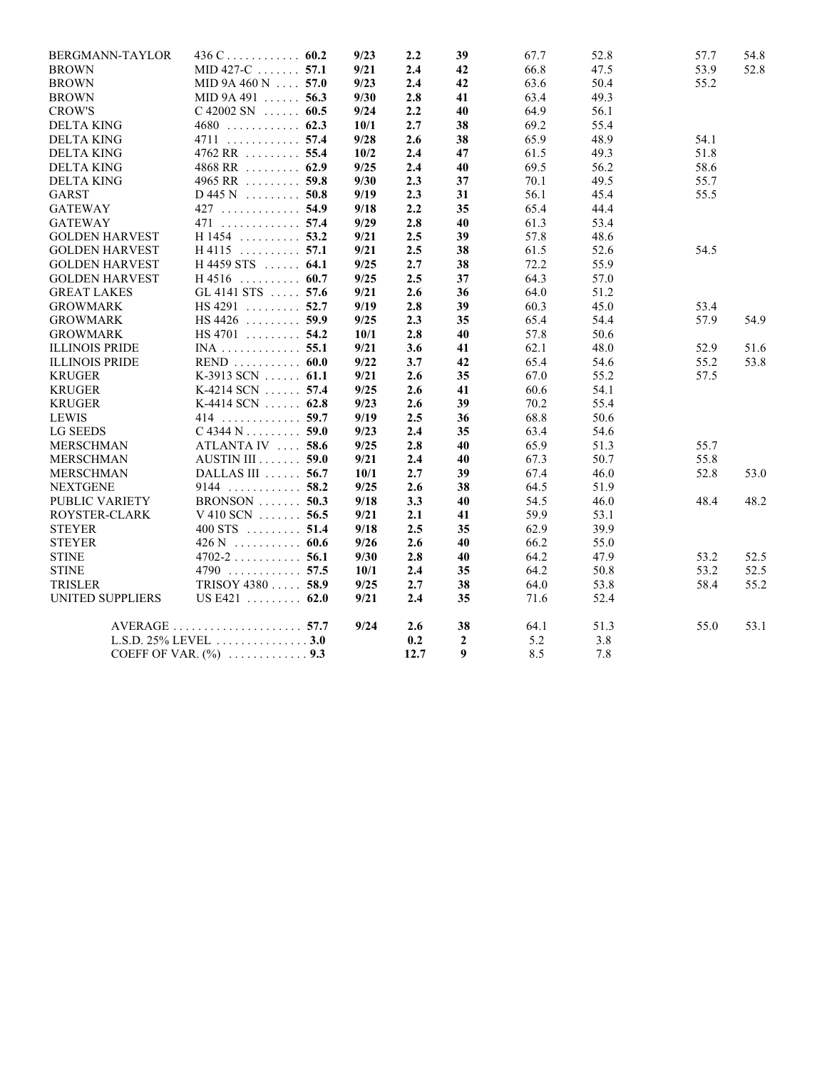| | | | | | | | | | |
|---|---|---|---|---|---|---|---|---|---|
| BERGMANN-TAYLOR | 436 C . . . . . . . . . . . . **60.2** | **9/23** | **2.2** | **39** | 67.7 | 52.8 | | 57.7 | 54.8 |
| BROWN | MID 427-C . . . . . . . **57.1** | **9/21** | **2.4** | **42** | 66.8 | 47.5 | | 53.9 | 52.8 |
| BROWN | MID 9A 460 N . . . . **57.0** | **9/23** | **2.4** | **42** | 63.6 | 50.4 | | 55.2 | |
| BROWN | MID 9A 491 . . . . . . **56.3** | **9/30** | **2.8** | **41** | 63.4 | 49.3 | | | |
| CROW'S | C 42002 SN . . . . . . **60.5** | **9/24** | **2.2** | **40** | 64.9 | 56.1 | | | |
| DELTA KING | 4680 . . . . . . . . . . . . **62.3** | **10/1** | **2.7** | **38** | 69.2 | 55.4 | | | |
| DELTA KING | 4711 . . . . . . . . . . . . **57.4** | **9/28** | **2.6** | **38** | 65.9 | 48.9 | | 54.1 | |
| DELTA KING | 4762 RR . . . . . . . . . **55.4** | **10/2** | **2.4** | **47** | 61.5 | 49.3 | | 51.8 | |
| DELTA KING | 4868 RR . . . . . . . . . **62.9** | **9/25** | **2.4** | **40** | 69.5 | 56.2 | | 58.6 | |
| DELTA KING | 4965 RR . . . . . . . . . **59.8** | **9/30** | **2.3** | **37** | 70.1 | 49.5 | | 55.7 | |
| GARST | D 445 N . . . . . . . . . **50.8** | **9/19** | **2.3** | **31** | 56.1 | 45.4 | | 55.5 | |
| GATEWAY | 427 . . . . . . . . . . . . . **54.9** | **9/18** | **2.2** | **35** | 65.4 | 44.4 | | | |
| GATEWAY | 471 . . . . . . . . . . . . . **57.4** | **9/29** | **2.8** | **40** | 61.3 | 53.4 | | | |
| GOLDEN HARVEST | H 1454 . . . . . . . . . . **53.2** | **9/21** | **2.5** | **39** | 57.8 | 48.6 | | | |
| GOLDEN HARVEST | H 4115 . . . . . . . . . . **57.1** | **9/21** | **2.5** | **38** | 61.5 | 52.6 | | 54.5 | |
| GOLDEN HARVEST | H 4459 STS . . . . . . **64.1** | **9/25** | **2.7** | **38** | 72.2 | 55.9 | | | |
| GOLDEN HARVEST | H 4516 . . . . . . . . . . **60.7** | **9/25** | **2.5** | **37** | 64.3 | 57.0 | | | |
| GREAT LAKES | GL 4141 STS . . . . . **57.6** | **9/21** | **2.6** | **36** | 64.0 | 51.2 | | | |
| GROWMARK | HS 4291 . . . . . . . . . **52.7** | **9/19** | **2.8** | **39** | 60.3 | 45.0 | | 53.4 | |
| GROWMARK | HS 4426 . . . . . . . . . **59.9** | **9/25** | **2.3** | **35** | 65.4 | 54.4 | | 57.9 | 54.9 |
| GROWMARK | HS 4701 . . . . . . . . . **54.2** | **10/1** | **2.8** | **40** | 57.8 | 50.6 | | | |
| ILLINOIS PRIDE | INA . . . . . . . . . . . . . **55.1** | **9/21** | **3.6** | **41** | 62.1 | 48.0 | | 52.9 | 51.6 |
| ILLINOIS PRIDE | REND . . . . . . . . . . . **60.0** | **9/22** | **3.7** | **42** | 65.4 | 54.6 | | 55.2 | 53.8 |
| KRUGER | K-3913 SCN . . . . . . **61.1** | **9/21** | **2.6** | **35** | 67.0 | 55.2 | | 57.5 | |
| KRUGER | K-4214 SCN . . . . . . **57.4** | **9/25** | **2.6** | **41** | 60.6 | 54.1 | | | |
| KRUGER | K-4414 SCN . . . . . . **62.8** | **9/23** | **2.6** | **39** | 70.2 | 55.4 | | | |
| LEWIS | 414 . . . . . . . . . . . . . **59.7** | **9/19** | **2.5** | **36** | 68.8 | 50.6 | | | |
| LG SEEDS | C 4344 N . . . . . . . . . **59.0** | **9/23** | **2.4** | **35** | 63.4 | 54.6 | | | |
| MERSCHMAN | ATLANTA IV . . . . **58.6** | **9/25** | **2.8** | **40** | 65.9 | 51.3 | | 55.7 | |
| MERSCHMAN | AUSTIN III . . . . . . . **59.0** | **9/21** | **2.4** | **40** | 67.3 | 50.7 | | 55.8 | |
| MERSCHMAN | DALLAS III . . . . . . **56.7** | **10/1** | **2.7** | **39** | 67.4 | 46.0 | | 52.8 | 53.0 |
| NEXTGENE | 9144 . . . . . . . . . . . . **58.2** | **9/25** | **2.6** | **38** | 64.5 | 51.9 | | | |
| PUBLIC VARIETY | BRONSON . . . . . . . **50.3** | **9/18** | **3.3** | **40** | 54.5 | 46.0 | | 48.4 | 48.2 |
| ROYSTER-CLARK | V 410 SCN . . . . . . . **56.5** | **9/21** | **2.1** | **41** | 59.9 | 53.1 | | | |
| STEYER | 400 STS . . . . . . . . . **51.4** | **9/18** | **2.5** | **35** | 62.9 | 39.9 | | | |
| STEYER | 426 N . . . . . . . . . . . **60.6** | **9/26** | **2.6** | **40** | 66.2 | 55.0 | | | |
| STINE | 4702-2 . . . . . . . . . . . **56.1** | **9/30** | **2.8** | **40** | 64.2 | 47.9 | | 53.2 | 52.5 |
| STINE | 4790 . . . . . . . . . . . . **57.5** | **10/1** | **2.4** | **35** | 64.2 | 50.8 | | 53.2 | 52.5 |
| TRISLER | TRISOY 4380 . . . . . **58.9** | **9/25** | **2.7** | **38** | 64.0 | 53.8 | | 58.4 | 55.2 |
| UNITED SUPPLIERS | US E421 . . . . . . . . . **62.0** | **9/21** | **2.4** | **35** | 71.6 | 52.4 | | | |
| | AVERAGE . . . . . . . . . . . . . . . . . . . . . **57.7** | **9/24** | **2.6** | **38** | 64.1 | 51.3 | | 55.0 | 53.1 |
| | L.S.D. 25% LEVEL . . . . . . . . . . . . . . . **3.0** | | **0.2** | **2** | 5.2 | 3.8 | | | |
| | COEFF OF VAR. (%) . . . . . . . . . . . . . **9.3** | | **12.7** | **9** | 8.5 | 7.8 | | | |